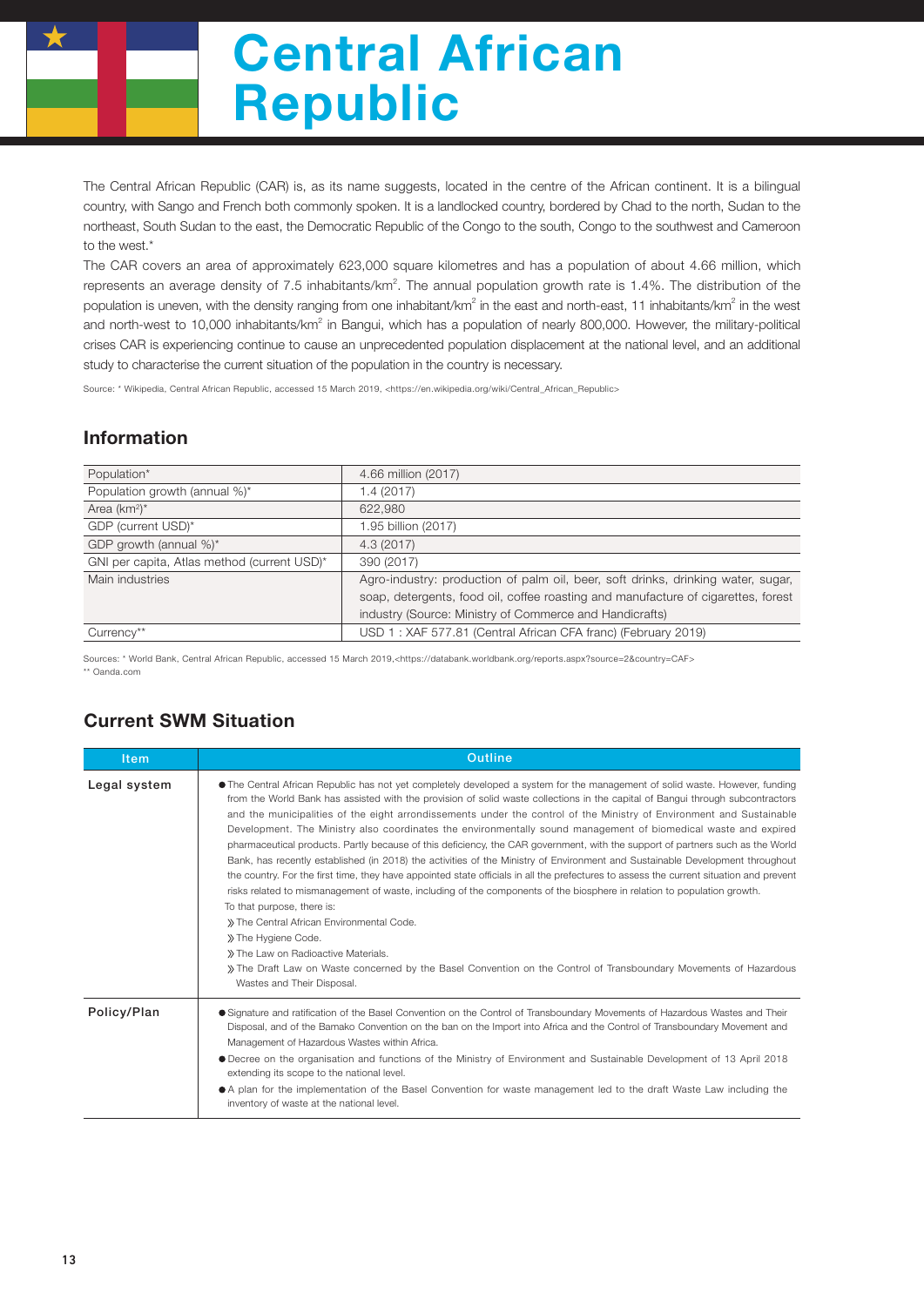# Central African Republic

The Central African Republic (CAR) is, as its name suggests, located in the centre of the African continent. It is a bilingual country, with Sango and French both commonly spoken. It is a landlocked country, bordered by Chad to the north, Sudan to the northeast, South Sudan to the east, the Democratic Republic of the Congo to the south, Congo to the southwest and Cameroon to the west.*

The CAR covers an area of approximately 623,000 square kilometres and has a population of about 4.66 million, which represents an average density of 7.5 inhabitants/km$^2$. The annual population growth rate is 1.4%. The distribution of the population is uneven, with the density ranging from one inhabitant/km$^2$ in the east and north-east, 11 inhabitants/km$^2$ in the west and north-west to 10,000 inhabitants/km$^2$ in Bangui, which has a population of nearly 800,000. However, the military-political crises CAR is experiencing continue to cause an unprecedented population displacement at the national level, and an additional study to characterise the current situation of the population in the country is necessary.

Source: * Wikipedia, Central African Republic, accessed 15 March 2019, <https://en.wikipedia.org/wiki/Central_African_Republic>

## Information

| | |
|---|---|
| Population* | 4.66 million (2017) |
| Population growth (annual %)* | 1.4 (2017) |
| Area (km$^2$)* | 622,980 |
| GDP (current USD)* | 1.95 billion (2017) |
| GDP growth (annual %)* | 4.3 (2017) |
| GNI per capita, Atlas method (current USD)* | 390 (2017) |
| Main industries | Agro-industry: production of palm oil, beer, soft drinks, drinking water, sugar, soap, detergents, food oil, coffee roasting and manufacture of cigarettes, forest industry (Source: Ministry of Commerce and Handicrafts) |
| Currency** | USD 1 : XAF 577.81 (Central African CFA franc) (February 2019) |

Sources: * World Bank, Central African Republic, accessed 15 March 2019,<https://databank.worldbank.org/reports.aspx?source=2&country=CAF>
** Oanda.com

## Current SWM Situation

| Item | Outline |
|---|---|
| Legal system | ● The Central African Republic has not yet completely developed a system for the management of solid waste. However, funding from the World Bank has assisted with the provision of solid waste collections in the capital of Bangui through subcontractors and the municipalities of the eight arrondissements under the control of the Ministry of Environment and Sustainable Development. The Ministry also coordinates the environmentally sound management of biomedical waste and expired pharmaceutical products. Partly because of this deficiency, the CAR government, with the support of partners such as the World Bank, has recently established (in 2018) the activities of the Ministry of Environment and Sustainable Development throughout the country. For the first time, they have appointed state officials in all the prefectures to assess the current situation and prevent risks related to mismanagement of waste, including of the components of the biosphere in relation to population growth.<br>To that purpose, there is:<br>》The Central African Environmental Code.<br>》The Hygiene Code.<br>》The Law on Radioactive Materials.<br>》The Draft Law on Waste concerned by the Basel Convention on the Control of Transboundary Movements of Hazardous Wastes and Their Disposal. |
| Policy/Plan | ● Signature and ratification of the Basel Convention on the Control of Transboundary Movements of Hazardous Wastes and Their Disposal, and of the Bamako Convention on the ban on the Import into Africa and the Control of Transboundary Movement and Management of Hazardous Wastes within Africa.<br>● Decree on the organisation and functions of the Ministry of Environment and Sustainable Development of 13 April 2018 extending its scope to the national level.<br>● A plan for the implementation of the Basel Convention for waste management led to the draft Waste Law including the inventory of waste at the national level. |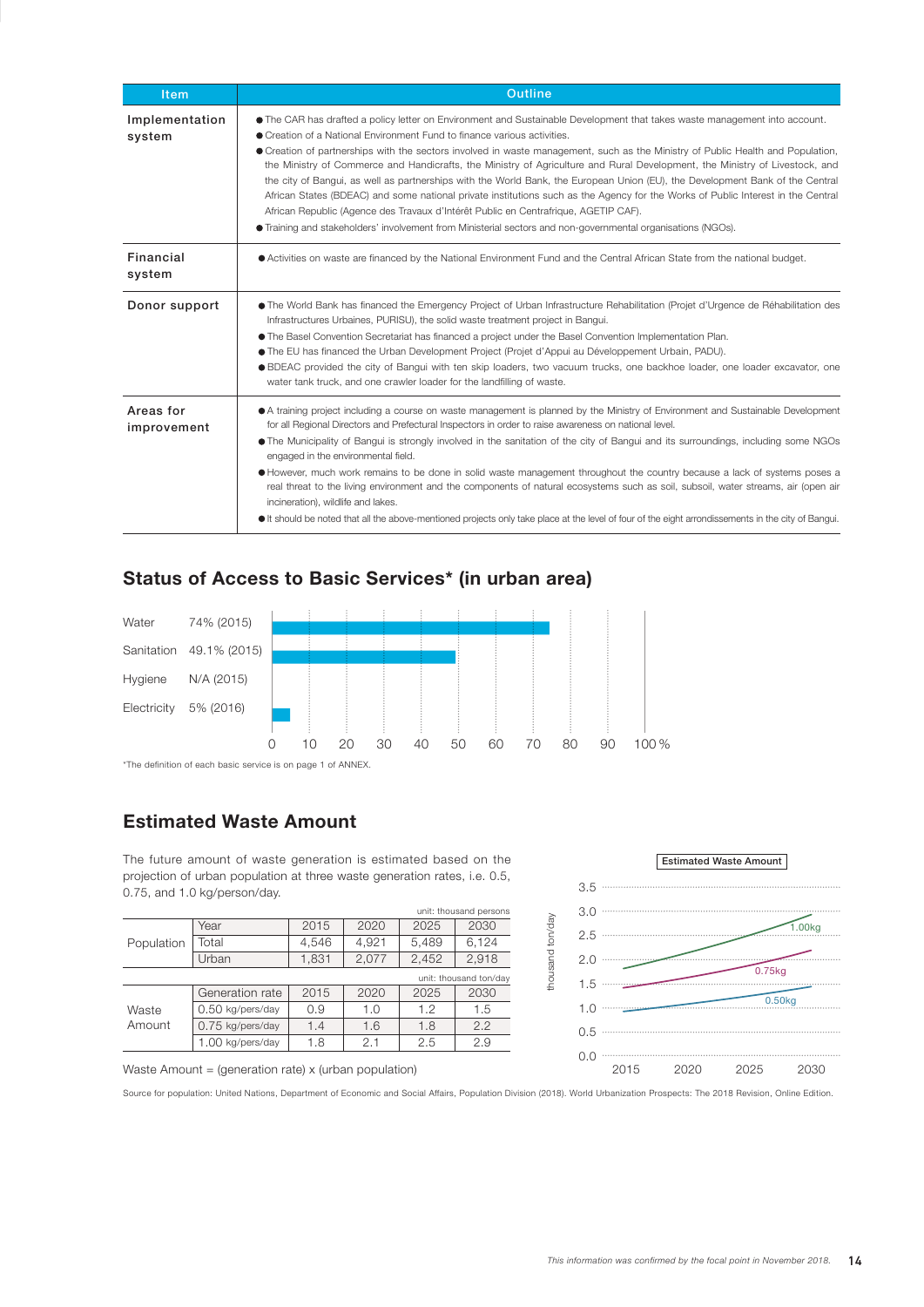| Item | Outline |
| --- | --- |
| Implementation system | ● The CAR has drafted a policy letter on Environment and Sustainable Development that takes waste management into account.<br>● Creation of a National Environment Fund to finance various activities.<br>● Creation of partnerships with the sectors involved in waste management, such as the Ministry of Public Health and Population, the Ministry of Commerce and Handicrafts, the Ministry of Agriculture and Rural Development, the Ministry of Livestock, and the city of Bangui, as well as partnerships with the World Bank, the European Union (EU), the Development Bank of the Central African States (BDEAC) and some national private institutions such as the Agency for the Works of Public Interest in the Central African Republic (Agence des Travaux d'Intérêt Public en Centrafrique, AGETIP CAF).<br>● Training and stakeholders' involvement from Ministerial sectors and non-governmental organisations (NGOs). |
| Financial system | ● Activities on waste are financed by the National Environment Fund and the Central African State from the national budget. |
| Donor support | ● The World Bank has financed the Emergency Project of Urban Infrastructure Rehabilitation (Projet d'Urgence de Réhabilitation des Infrastructures Urbaines, PURISU), the solid waste treatment project in Bangui.<br>● The Basel Convention Secretariat has financed a project under the Basel Convention Implementation Plan.<br>● The EU has financed the Urban Development Project (Projet d'Appui au Développement Urbain, PADU).<br>● BDEAC provided the city of Bangui with ten skip loaders, two vacuum trucks, one backhoe loader, one loader excavator, one water tank truck, and one crawler loader for the landfilling of waste. |
| Areas for improvement | ● A training project including a course on waste management is planned by the Ministry of Environment and Sustainable Development for all Regional Directors and Prefectural Inspectors in order to raise awareness on national level.<br>● The Municipality of Bangui is strongly involved in the sanitation of the city of Bangui and its surroundings, including some NGOs engaged in the environmental field.<br>● However, much work remains to be done in solid waste management throughout the country because a lack of systems poses a real threat to the living environment and the components of natural ecosystems such as soil, subsoil, water streams, air (open air incineration), wildlife and lakes.<br>● It should be noted that all the above-mentioned projects only take place at the level of four of the eight arrondissements in the city of Bangui. |

## Status of Access to Basic Services* (in urban area)

Water 74% (2015)
Sanitation 49.1% (2015)
Hygiene N/A (2015)
Electricity 5% (2016)

0 10 20 30 40 50 60 70 80 90 100 %

*The definition of each basic service is on page 1 of ANNEX.

## Estimated Waste Amount

The future amount of waste generation is estimated based on the projection of urban population at three waste generation rates, i.e. 0.5, 0.75, and 1.0 kg/person/day.

unit: thousand persons

| | Year | 2015 | 2020 | 2025 | 2030 |
| --- | --- | --- | --- | --- | --- |
| Population | Total | 4,546 | 4,921 | 5,489 | 6,124 |
| | Urban | 1,831 | 2,077 | 2,452 | 2,918 |

unit: thousand ton/day

| | Generation rate | 2015 | 2020 | 2025 | 2030 |
| --- | --- | --- | --- | --- | --- |
| Waste Amount | 0.50 kg/pers/day | 0.9 | 1.0 | 1.2 | 1.5 |
| | 0.75 kg/pers/day | 1.4 | 1.6 | 1.8 | 2.2 |
| | 1.00 kg/pers/day | 1.8 | 2.1 | 2.5 | 2.9 |

Waste Amount = (generation rate) x (urban population)

Estimated Waste Amount

thousand ton/day

3.5 3.0 2.5 2.0 1.5 1.0 0.5 0.0

2015 2020 2025 2030

1.00kg
0.75kg
0.50kg

Source for population: United Nations, Department of Economic and Social Affairs, Population Division (2018). World Urbanization Prospects: The 2018 Revision, Online Edition.

*This information was confirmed by the focal point in November 2018.*